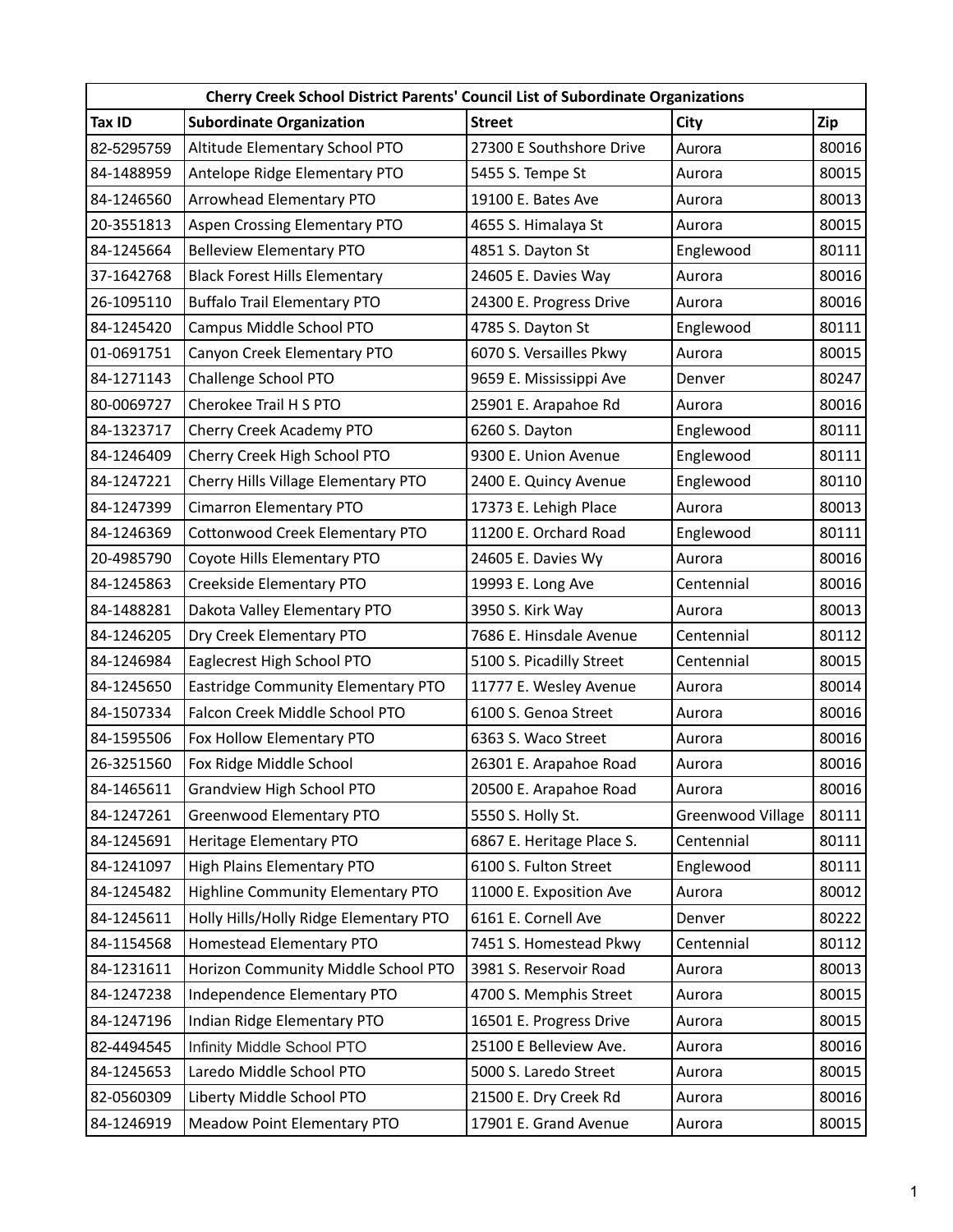| Cherry Creek School District Parents' Council List of Subordinate Organizations | | | | |
|---|---|---|---|---|
| **Tax ID** | **Subordinate Organization** | **Street** | **City** | **Zip** |
| 82-5295759 | Altitude Elementary School PTO | 27300 E Southshore Drive | Aurora | 80016 |
| 84-1488959 | Antelope Ridge Elementary PTO | 5455 S. Tempe St | Aurora | 80015 |
| 84-1246560 | Arrowhead Elementary PTO | 19100 E. Bates Ave | Aurora | 80013 |
| 20-3551813 | Aspen Crossing Elementary PTO | 4655 S. Himalaya St | Aurora | 80015 |
| 84-1245664 | Belleview Elementary PTO | 4851 S. Dayton St | Englewood | 80111 |
| 37-1642768 | Black Forest Hills Elementary | 24605 E. Davies Way | Aurora | 80016 |
| 26-1095110 | Buffalo Trail Elementary PTO | 24300 E. Progress Drive | Aurora | 80016 |
| 84-1245420 | Campus Middle School PTO | 4785 S. Dayton St | Englewood | 80111 |
| 01-0691751 | Canyon Creek Elementary PTO | 6070 S. Versailles Pkwy | Aurora | 80015 |
| 84-1271143 | Challenge School PTO | 9659 E. Mississippi Ave | Denver | 80247 |
| 80-0069727 | Cherokee Trail H S PTO | 25901 E. Arapahoe Rd | Aurora | 80016 |
| 84-1323717 | Cherry Creek Academy PTO | 6260 S. Dayton | Englewood | 80111 |
| 84-1246409 | Cherry Creek High School PTO | 9300 E. Union Avenue | Englewood | 80111 |
| 84-1247221 | Cherry Hills Village Elementary PTO | 2400 E. Quincy Avenue | Englewood | 80110 |
| 84-1247399 | Cimarron Elementary PTO | 17373 E. Lehigh Place | Aurora | 80013 |
| 84-1246369 | Cottonwood Creek Elementary PTO | 11200 E. Orchard Road | Englewood | 80111 |
| 20-4985790 | Coyote Hills Elementary PTO | 24605 E. Davies Wy | Aurora | 80016 |
| 84-1245863 | Creekside Elementary PTO | 19993 E. Long Ave | Centennial | 80016 |
| 84-1488281 | Dakota Valley Elementary PTO | 3950 S. Kirk Way | Aurora | 80013 |
| 84-1246205 | Dry Creek Elementary PTO | 7686 E. Hinsdale Avenue | Centennial | 80112 |
| 84-1246984 | Eaglecrest High School PTO | 5100 S. Picadilly Street | Centennial | 80015 |
| 84-1245650 | Eastridge Community Elementary PTO | 11777 E. Wesley Avenue | Aurora | 80014 |
| 84-1507334 | Falcon Creek Middle School PTO | 6100 S. Genoa Street | Aurora | 80016 |
| 84-1595506 | Fox Hollow Elementary PTO | 6363 S. Waco Street | Aurora | 80016 |
| 26-3251560 | Fox Ridge Middle School | 26301 E. Arapahoe Road | Aurora | 80016 |
| 84-1465611 | Grandview High School PTO | 20500 E. Arapahoe Road | Aurora | 80016 |
| 84-1247261 | Greenwood Elementary PTO | 5550 S. Holly St. | Greenwood Village | 80111 |
| 84-1245691 | Heritage Elementary PTO | 6867 E. Heritage Place S. | Centennial | 80111 |
| 84-1241097 | High Plains Elementary PTO | 6100 S. Fulton Street | Englewood | 80111 |
| 84-1245482 | Highline Community Elementary PTO | 11000 E. Exposition Ave | Aurora | 80012 |
| 84-1245611 | Holly Hills/Holly Ridge Elementary PTO | 6161 E. Cornell Ave | Denver | 80222 |
| 84-1154568 | Homestead Elementary PTO | 7451 S. Homestead Pkwy | Centennial | 80112 |
| 84-1231611 | Horizon Community Middle School PTO | 3981 S. Reservoir Road | Aurora | 80013 |
| 84-1247238 | Independence Elementary PTO | 4700 S. Memphis Street | Aurora | 80015 |
| 84-1247196 | Indian Ridge Elementary PTO | 16501 E. Progress Drive | Aurora | 80015 |
| 82-4494545 | Infinity Middle School PTO | 25100 E Belleview Ave. | Aurora | 80016 |
| 84-1245653 | Laredo Middle School PTO | 5000 S. Laredo Street | Aurora | 80015 |
| 82-0560309 | Liberty Middle School PTO | 21500 E. Dry Creek Rd | Aurora | 80016 |
| 84-1246919 | Meadow Point Elementary PTO | 17901 E. Grand Avenue | Aurora | 80015 |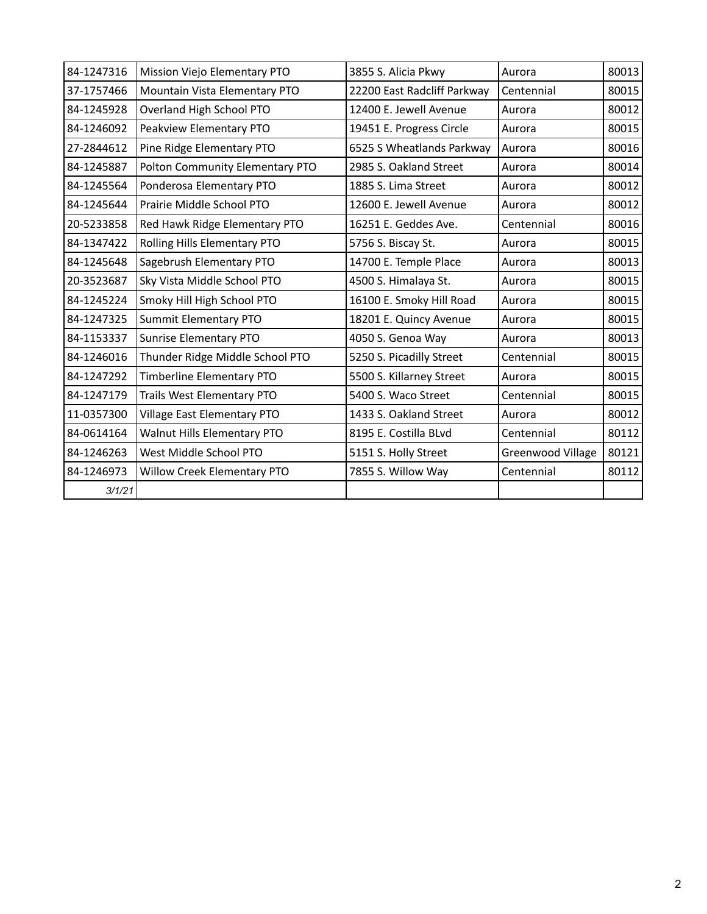| | | | | |
|---|---|---|---|---|
| 84-1247316 | Mission Viejo Elementary PTO | 3855 S. Alicia Pkwy | Aurora | 80013 |
| 37-1757466 | Mountain Vista Elementary PTO | 22200 East Radcliff Parkway | Centennial | 80015 |
| 84-1245928 | Overland High School PTO | 12400 E. Jewell Avenue | Aurora | 80012 |
| 84-1246092 | Peakview Elementary PTO | 19451 E. Progress Circle | Aurora | 80015 |
| 27-2844612 | Pine Ridge Elementary PTO | 6525 S Wheatlands Parkway | Aurora | 80016 |
| 84-1245887 | Polton Community Elementary PTO | 2985 S. Oakland Street | Aurora | 80014 |
| 84-1245564 | Ponderosa Elementary PTO | 1885 S. Lima Street | Aurora | 80012 |
| 84-1245644 | Prairie Middle School PTO | 12600 E. Jewell Avenue | Aurora | 80012 |
| 20-5233858 | Red Hawk Ridge Elementary PTO | 16251 E. Geddes Ave. | Centennial | 80016 |
| 84-1347422 | Rolling Hills Elementary PTO | 5756 S. Biscay St. | Aurora | 80015 |
| 84-1245648 | Sagebrush Elementary PTO | 14700 E. Temple Place | Aurora | 80013 |
| 20-3523687 | Sky Vista Middle School PTO | 4500 S. Himalaya St. | Aurora | 80015 |
| 84-1245224 | Smoky Hill High School PTO | 16100 E. Smoky Hill Road | Aurora | 80015 |
| 84-1247325 | Summit Elementary PTO | 18201 E. Quincy Avenue | Aurora | 80015 |
| 84-1153337 | Sunrise Elementary PTO | 4050 S. Genoa Way | Aurora | 80013 |
| 84-1246016 | Thunder Ridge Middle School PTO | 5250 S. Picadilly Street | Centennial | 80015 |
| 84-1247292 | Timberline Elementary PTO | 5500 S. Killarney Street | Aurora | 80015 |
| 84-1247179 | Trails West Elementary PTO | 5400 S. Waco Street | Centennial | 80015 |
| 11-0357300 | Village East Elementary PTO | 1433 S. Oakland Street | Aurora | 80012 |
| 84-0614164 | Walnut Hills Elementary PTO | 8195 E. Costilla BLvd | Centennial | 80112 |
| 84-1246263 | West Middle School PTO | 5151 S. Holly Street | Greenwood Village | 80121 |
| 84-1246973 | Willow Creek Elementary PTO | 7855 S. Willow Way | Centennial | 80112 |
| *3/1/21* | | | | |